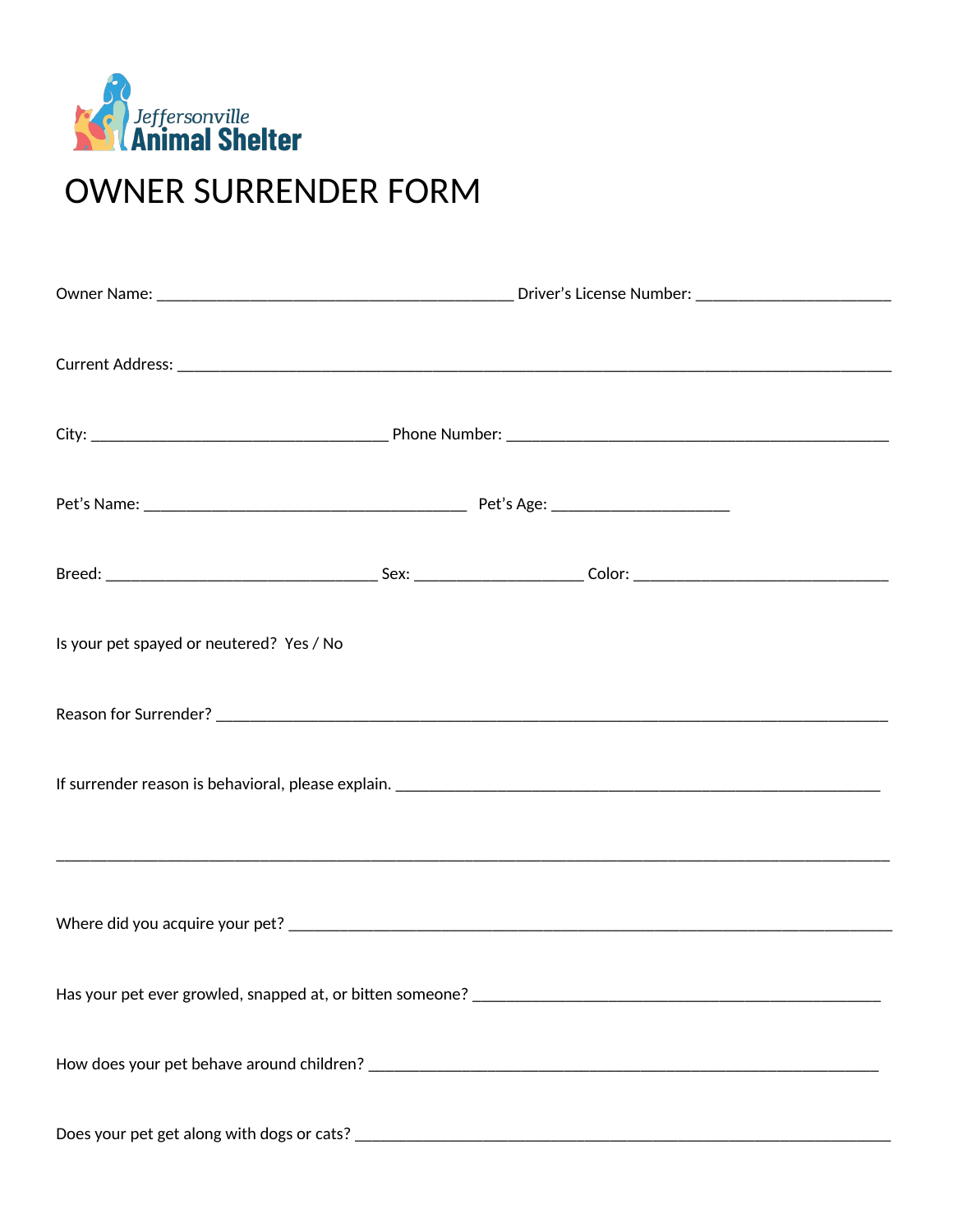Jeffersonville
**Animal Shelter**

# OWNER SURRENDER FORM

Owner Name: ___________________________________________ Driver's License Number: _______________________

Current Address: ___________________________________________________________________________________

City: ____________________________________ Phone Number: _______________________________________________

Pet's Name: _______________________________________ Pet's Age: _____________________

Breed: _________________________________ Sex: ____________________ Color: _______________________________

Is your pet spayed or neutered? Yes / No

Reason for Surrender? _____________________________________________________________________________

If surrender reason is behavioral, please explain. _________________________________________________________

_______________________________________________________________________________________________

Where did you acquire your pet? _______________________________________________________________________

Has your pet ever growled, snapped at, or bitten someone? ___________________________________________________

How does your pet behave around children? ______________________________________________________________

Does your pet get along with dogs or cats? _______________________________________________________________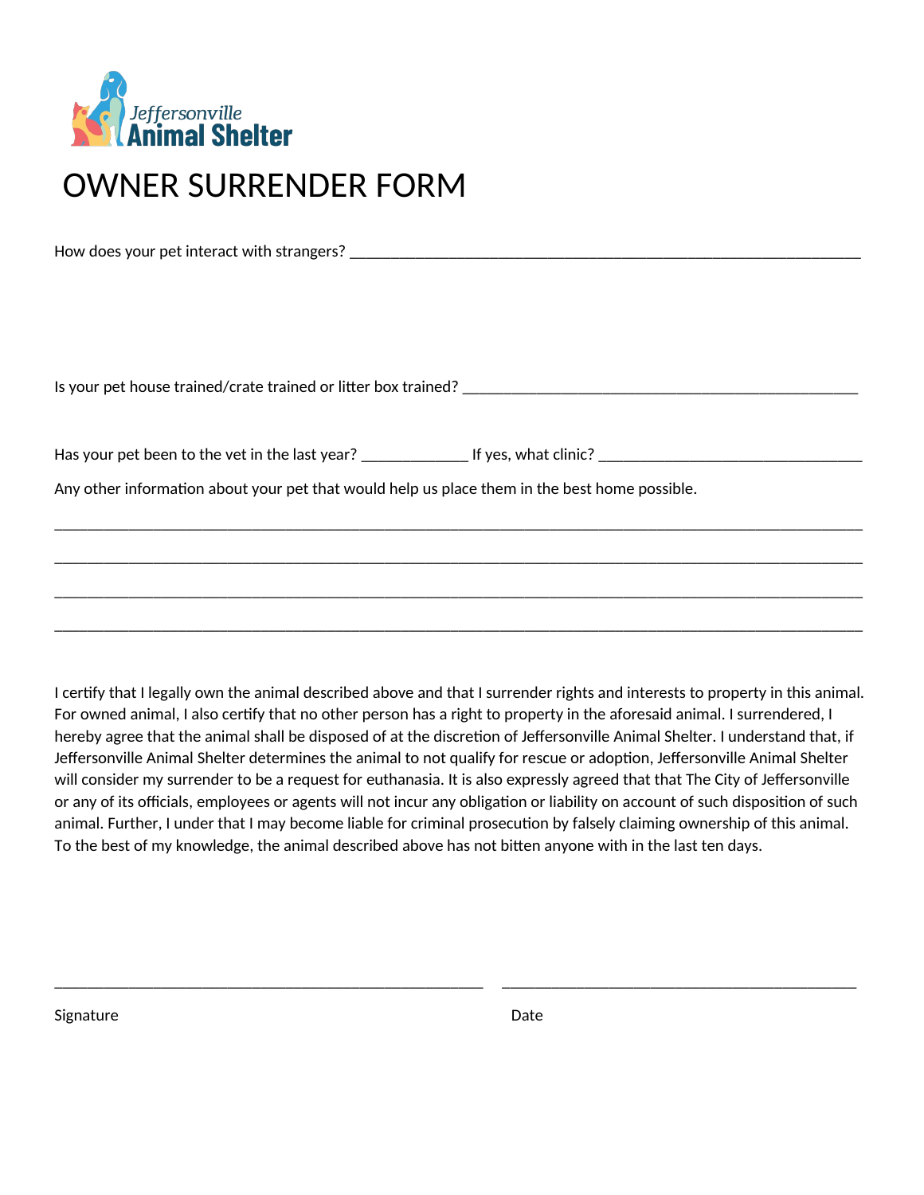Jeffersonville Animal Shelter

# OWNER SURRENDER FORM

How does your pet interact with strangers? ___________________________________________________________________

Is your pet house trained/crate trained or litter box trained? ____________________________________________________

Has your pet been to the vet in the last year? _____________ If yes, what clinic? __________________________________

Any other information about your pet that would help us place them in the best home possible.

_____________________________________________________________________________________________

_____________________________________________________________________________________________

_____________________________________________________________________________________________

_____________________________________________________________________________________________

I certify that I legally own the animal described above and that I surrender rights and interests to property in this animal. For owned animal, I also certify that no other person has a right to property in the aforesaid animal. I surrendered, I hereby agree that the animal shall be disposed of at the discretion of Jeffersonville Animal Shelter. I understand that, if Jeffersonville Animal Shelter determines the animal to not qualify for rescue or adoption, Jeffersonville Animal Shelter will consider my surrender to be a request for euthanasia. It is also expressly agreed that that The City of Jeffersonville or any of its officials, employees or agents will not incur any obligation or liability on account of such disposition of such animal. Further, I under that I may become liable for criminal prosecution by falsely claiming ownership of this animal. To the best of my knowledge, the animal described above has not bitten anyone with in the last ten days.

_______________________________________________________ _______________________________________________

Signature Date